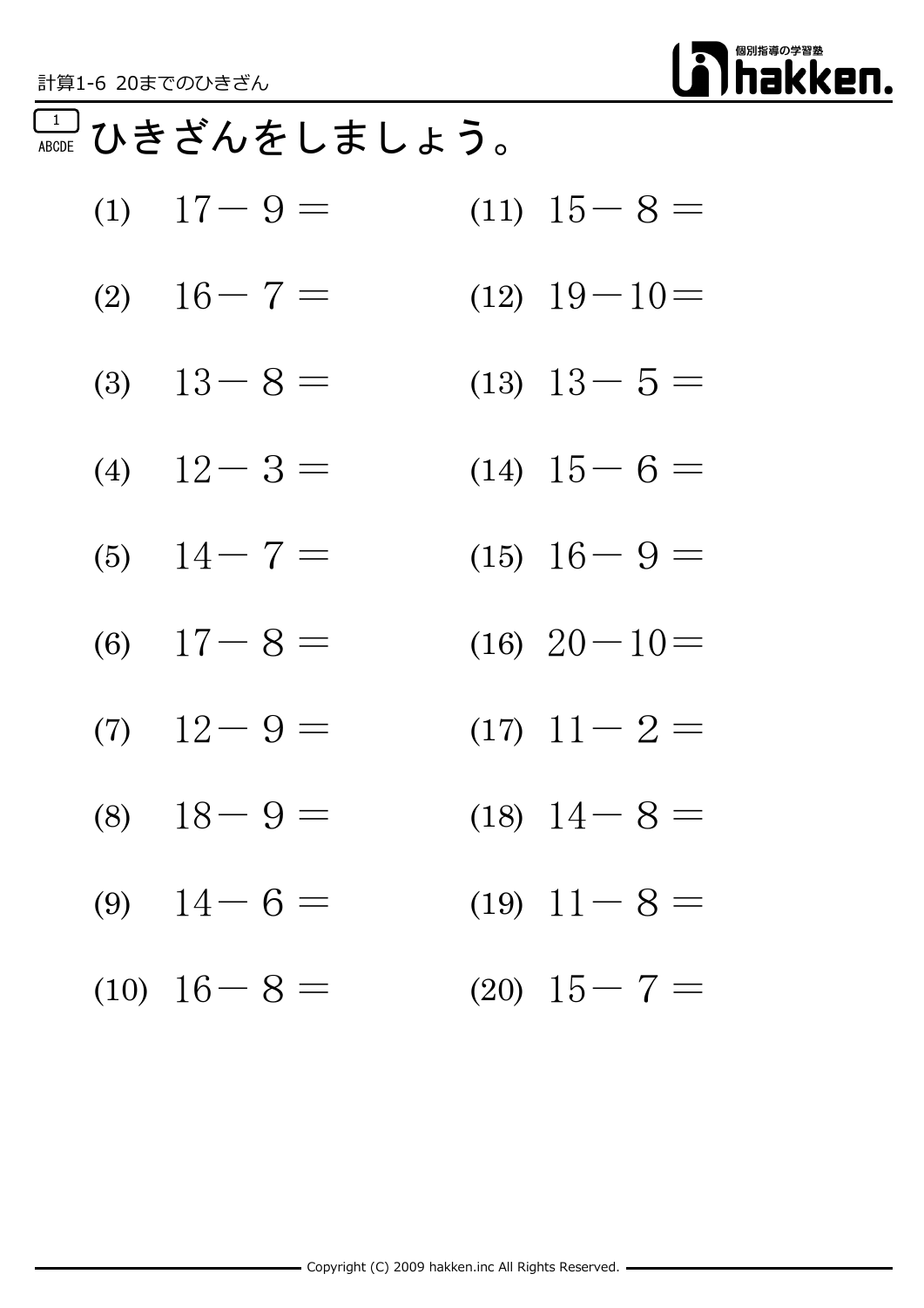計算1-6 20までのひきざん

1
ABCDE

# ひきざんをしましょう。

(1) $17-9=$

(2) $16-7=$

(3) $13-8=$

(4) $12-3=$

(5) $14-7=$

(6) $17-8=$

(7) $12-9=$

(8) $18-9=$

(9) $14-6=$

(10) $16-8=$

(11) $15-8=$

(12) $19-10=$

(13) $13-5=$

(14) $15-6=$

(15) $16-9=$

(16) $20-10=$

(17) $11-2=$

(18) $14-8=$

(19) $11-8=$

(20) $15-7=$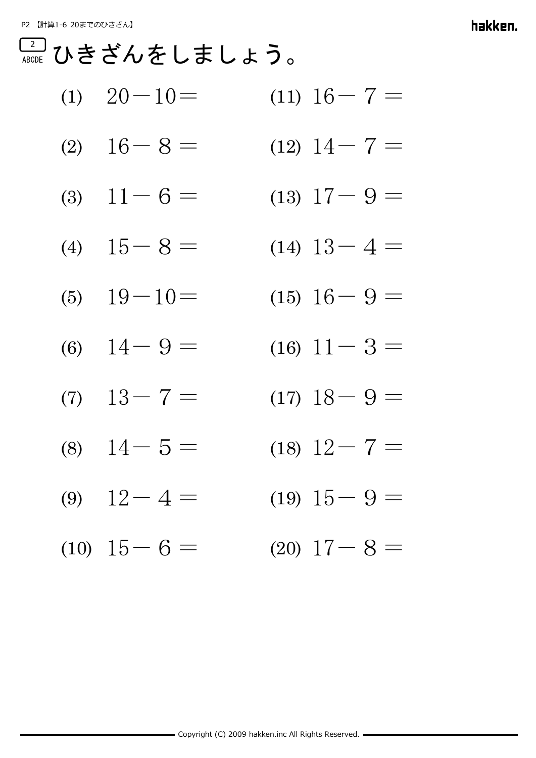## 2 ABCDE ひきざんをしましょう。

(1) $20-10=$

(2) $16-8=$

(3) $11-6=$

(4) $15-8=$

(5) $19-10=$

(6) $14-9=$

(7) $13-7=$

(8) $14-5=$

(9) $12-4=$

(10) $15-6=$

(11) $16-7=$

(12) $14-7=$

(13) $17-9=$

(14) $13-4=$

(15) $16-9=$

(16) $11-3=$

(17) $18-9=$

(18) $12-7=$

(19) $15-9=$

(20) $17-8=$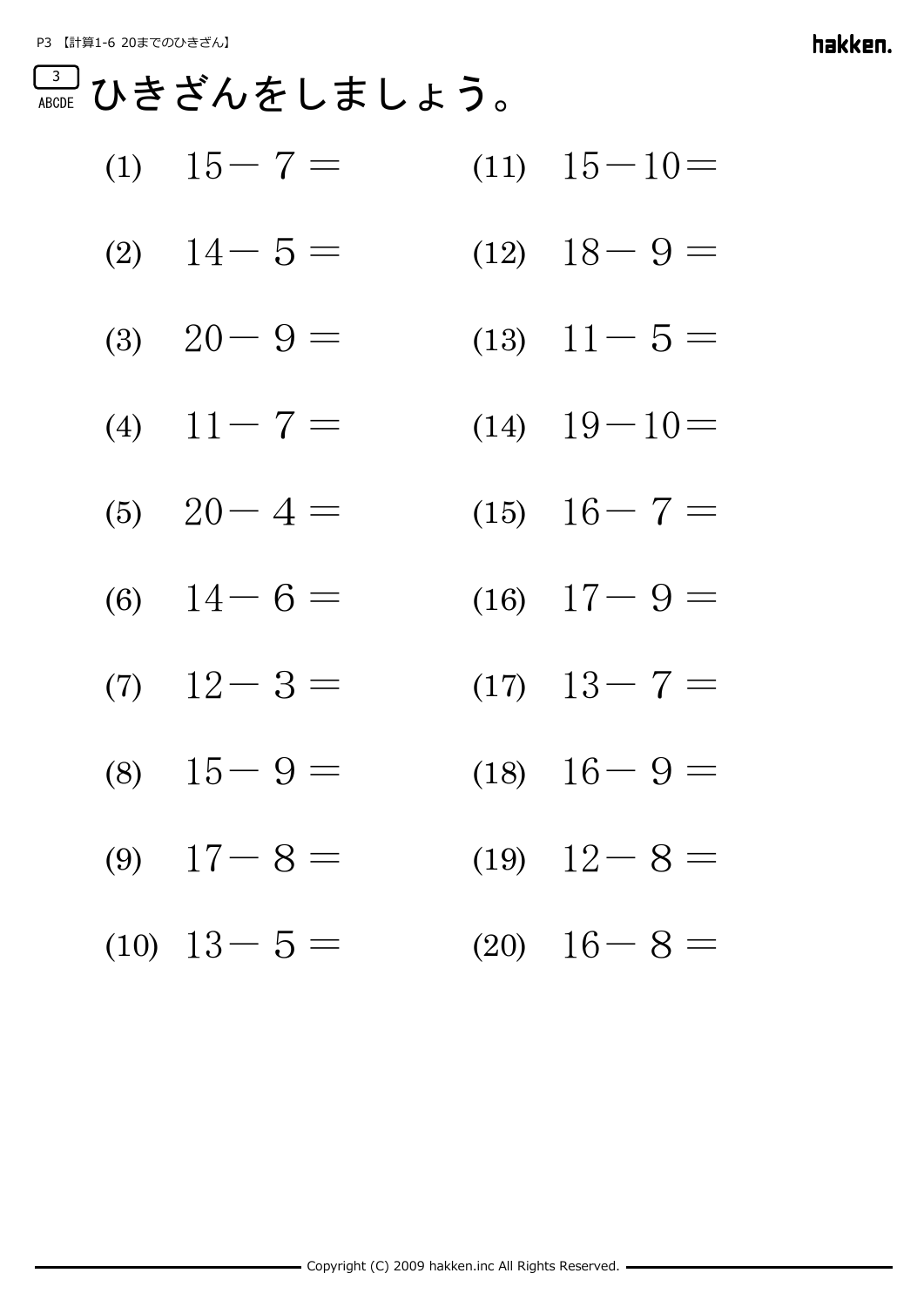3
ABCDE

# ひきざんをしましょう。

(1) $15-7=$

(2) $14-5=$

(3) $20-9=$

(4) $11-7=$

(5) $20-4=$

(6) $14-6=$

(7) $12-3=$

(8) $15-9=$

(9) $17-8=$

(10) $13-5=$

(11) $15-10=$

(12) $18-9=$

(13) $11-5=$

(14) $19-10=$

(15) $16-7=$

(16) $17-9=$

(17) $13-7=$

(18) $16-9=$

(19) $12-8=$

(20) $16-8=$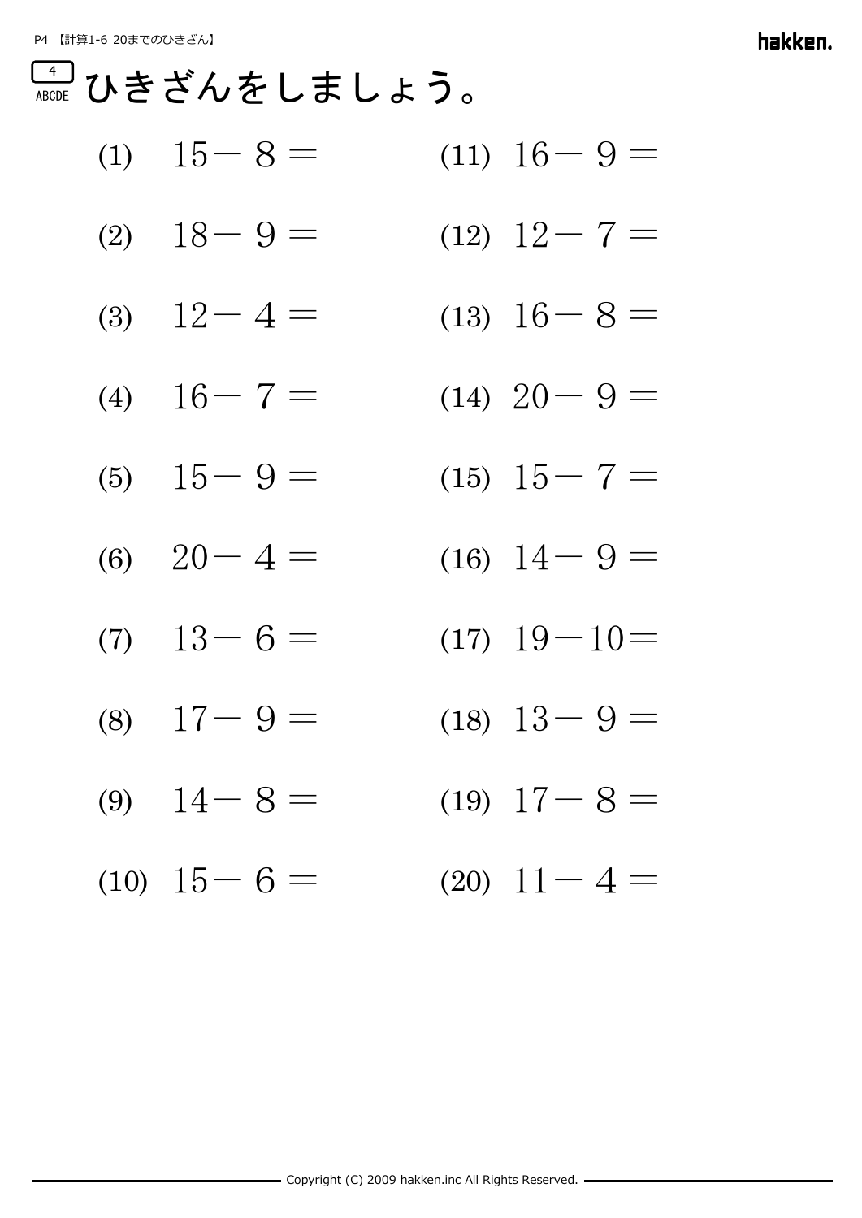4 ABCDE

# ひきざんをしましょう。

(1) $15-8=$

(2) $18-9=$

(3) $12-4=$

(4) $16-7=$

(5) $15-9=$

(6) $20-4=$

(7) $13-6=$

(8) $17-9=$

(9) $14-8=$

(10) $15-6=$

(11) $16-9=$

(12) $12-7=$

(13) $16-8=$

(14) $20-9=$

(15) $15-7=$

(16) $14-9=$

(17) $19-10=$

(18) $13-9=$

(19) $17-8=$

(20) $11-4=$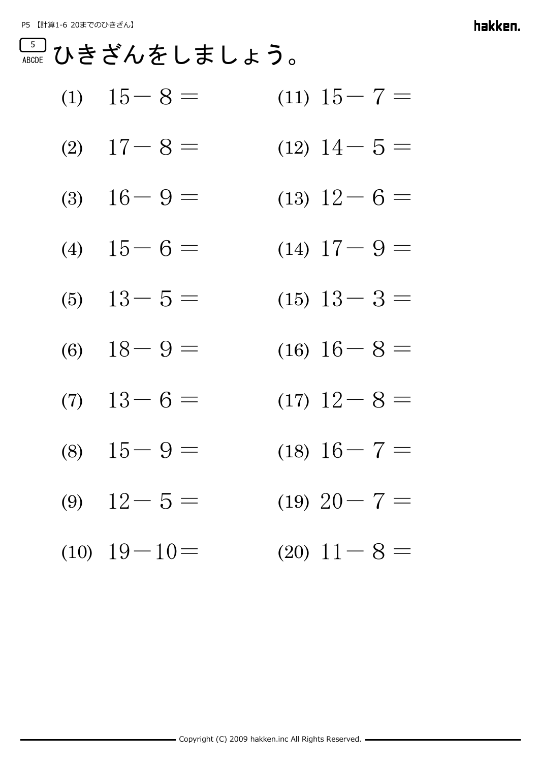5 ABCDE

# ひきざんをしましょう。

(1) $15-8=$

(2) $17-8=$

(3) $16-9=$

(4) $15-6=$

(5) $13-5=$

(6) $18-9=$

(7) $13-6=$

(8) $15-9=$

(9) $12-5=$

(10) $19-10=$

(11) $15-7=$

(12) $14-5=$

(13) $12-6=$

(14) $17-9=$

(15) $13-3=$

(16) $16-8=$

(17) $12-8=$

(18) $16-7=$

(19) $20-7=$

(20) $11-8=$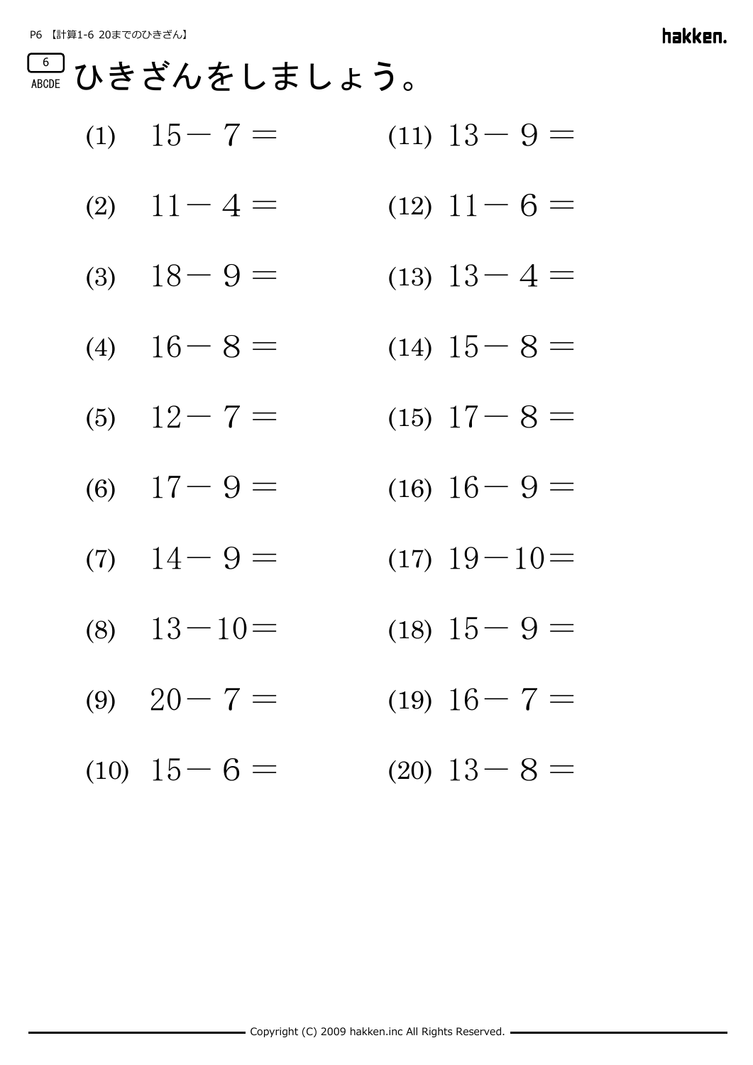6

ABCDE

# ひきざんをしましょう。

(1) $15 - 7 =$

(2) $11 - 4 =$

(3) $18 - 9 =$

(4) $16 - 8 =$

(5) $12 - 7 =$

(6) $17 - 9 =$

(7) $14 - 9 =$

(8) $13 - 10 =$

(9) $20 - 7 =$

(10) $15 - 6 =$

(11) $13 - 9 =$

(12) $11 - 6 =$

(13) $13 - 4 =$

(14) $15 - 8 =$

(15) $17 - 8 =$

(16) $16 - 9 =$

(17) $19 - 10 =$

(18) $15 - 9 =$

(19) $16 - 7 =$

(20) $13 - 8 =$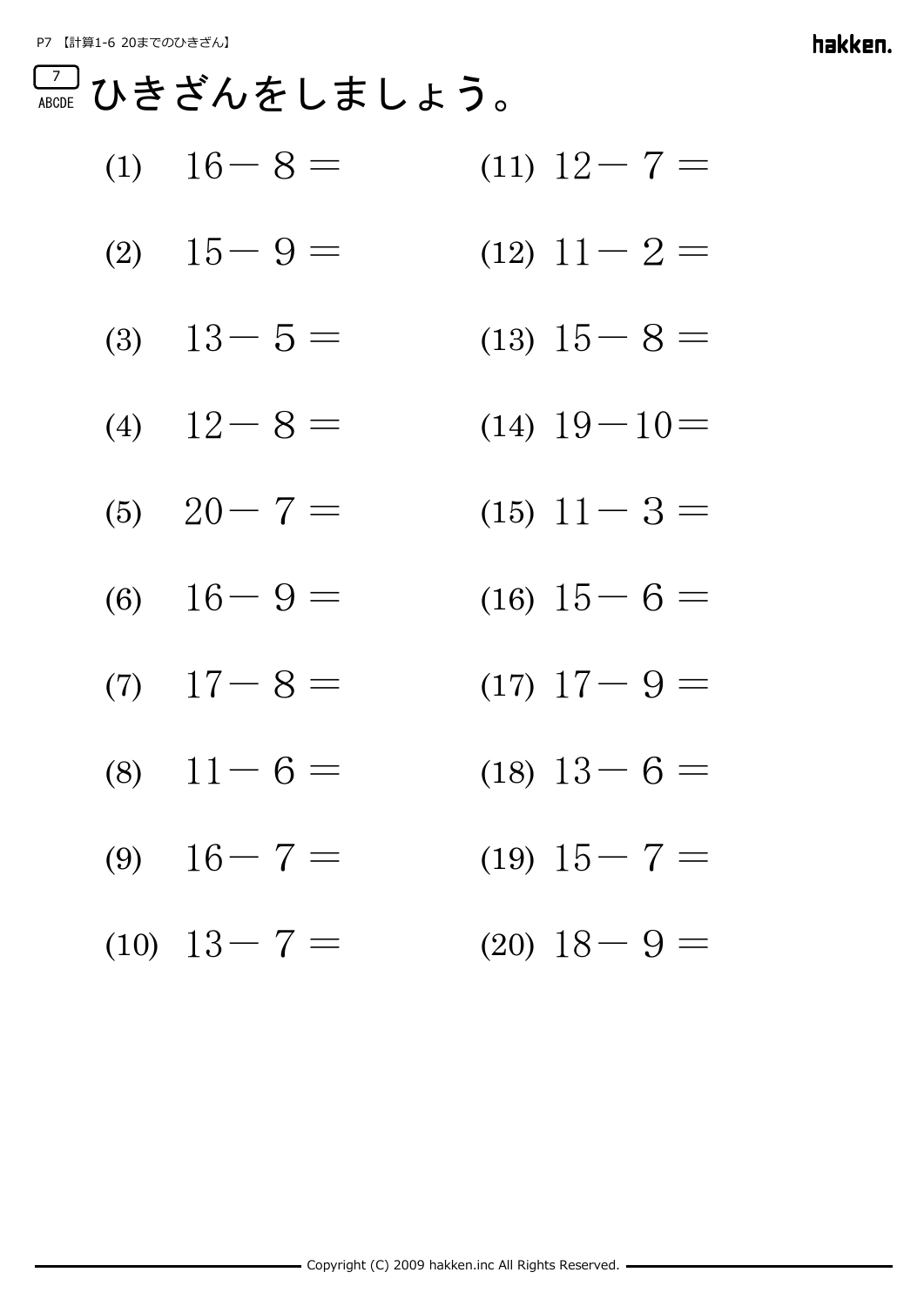7 ABCDE

# ひきざんをしましょう。

(1) $16-8=$

(2) $15-9=$

(3) $13-5=$

(4) $12-8=$

(5) $20-7=$

(6) $16-9=$

(7) $17-8=$

(8) $11-6=$

(9) $16-7=$

(10) $13-7=$

(11) $12-7=$

(12) $11-2=$

(13) $15-8=$

(14) $19-10=$

(15) $11-3=$

(16) $15-6=$

(17) $17-9=$

(18) $13-6=$

(19) $15-7=$

(20) $18-9=$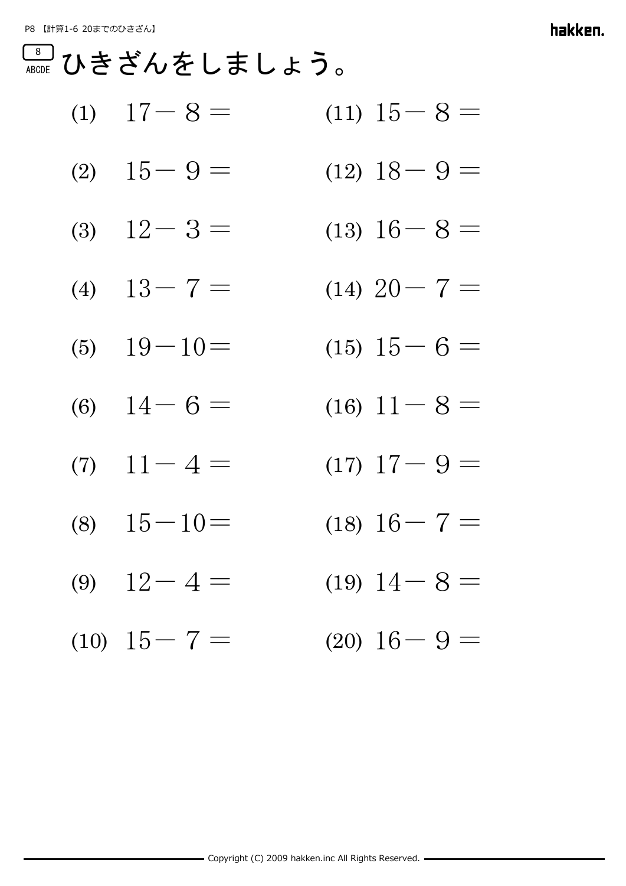8

ABCDE

# ひきざんをしましょう。

(1) $17-8=$

(2) $15-9=$

(3) $12-3=$

(4) $13-7=$

(5) $19-10=$

(6) $14-6=$

(7) $11-4=$

(8) $15-10=$

(9) $12-4=$

(10) $15-7=$

(11) $15-8=$

(12) $18-9=$

(13) $16-8=$

(14) $20-7=$

(15) $15-6=$

(16) $11-8=$

(17) $17-9=$

(18) $16-7=$

(19) $14-8=$

(20) $16-9=$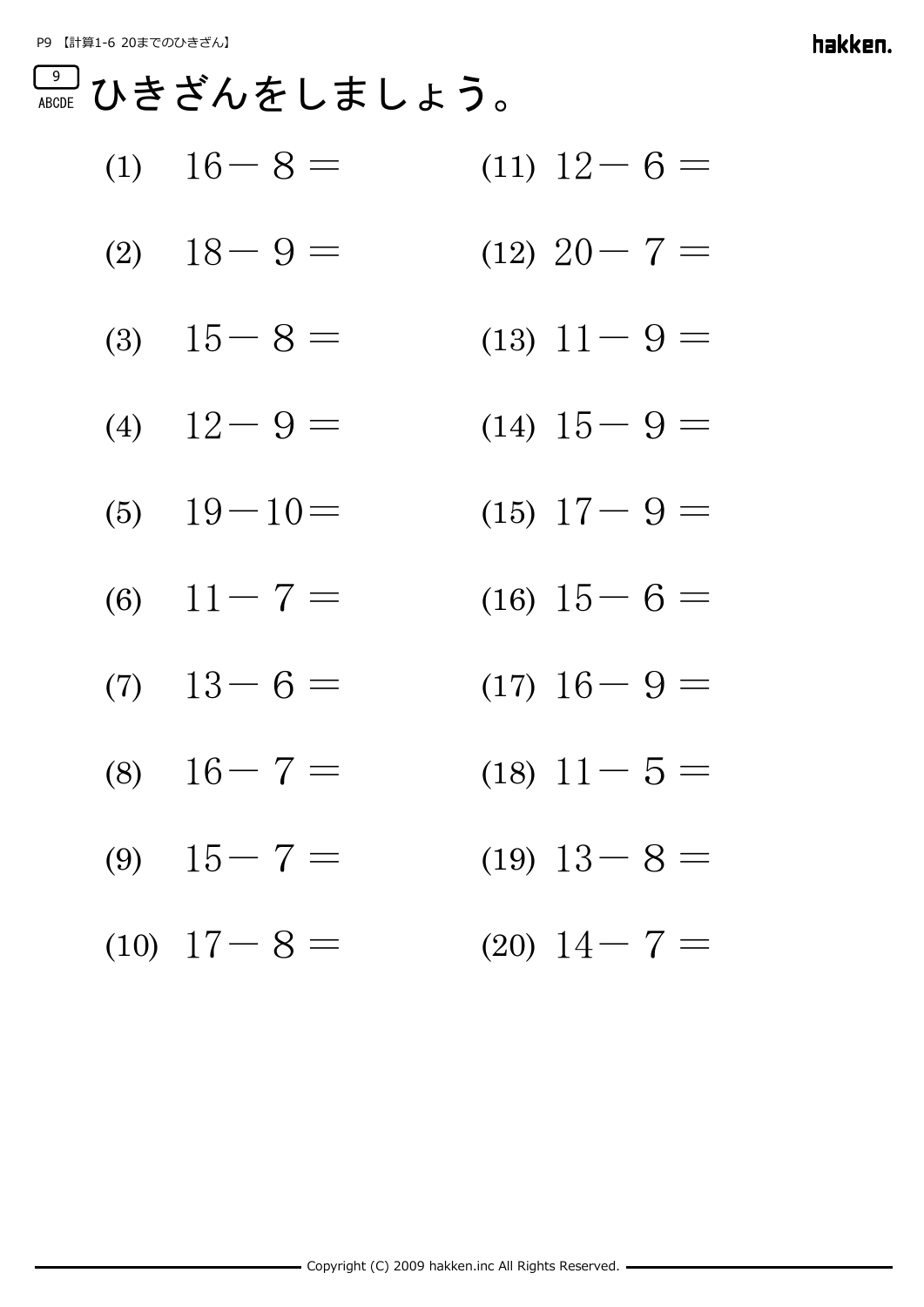9
ABCDE

# ひきざんをしましょう。

(1) $16-8=$

(2) $18-9=$

(3) $15-8=$

(4) $12-9=$

(5) $19-10=$

(6) $11-7=$

(7) $13-6=$

(8) $16-7=$

(9) $15-7=$

(10) $17-8=$

(11) $12-6=$

(12) $20-7=$

(13) $11-9=$

(14) $15-9=$

(15) $17-9=$

(16) $15-6=$

(17) $16-9=$

(18) $11-5=$

(19) $13-8=$

(20) $14-7=$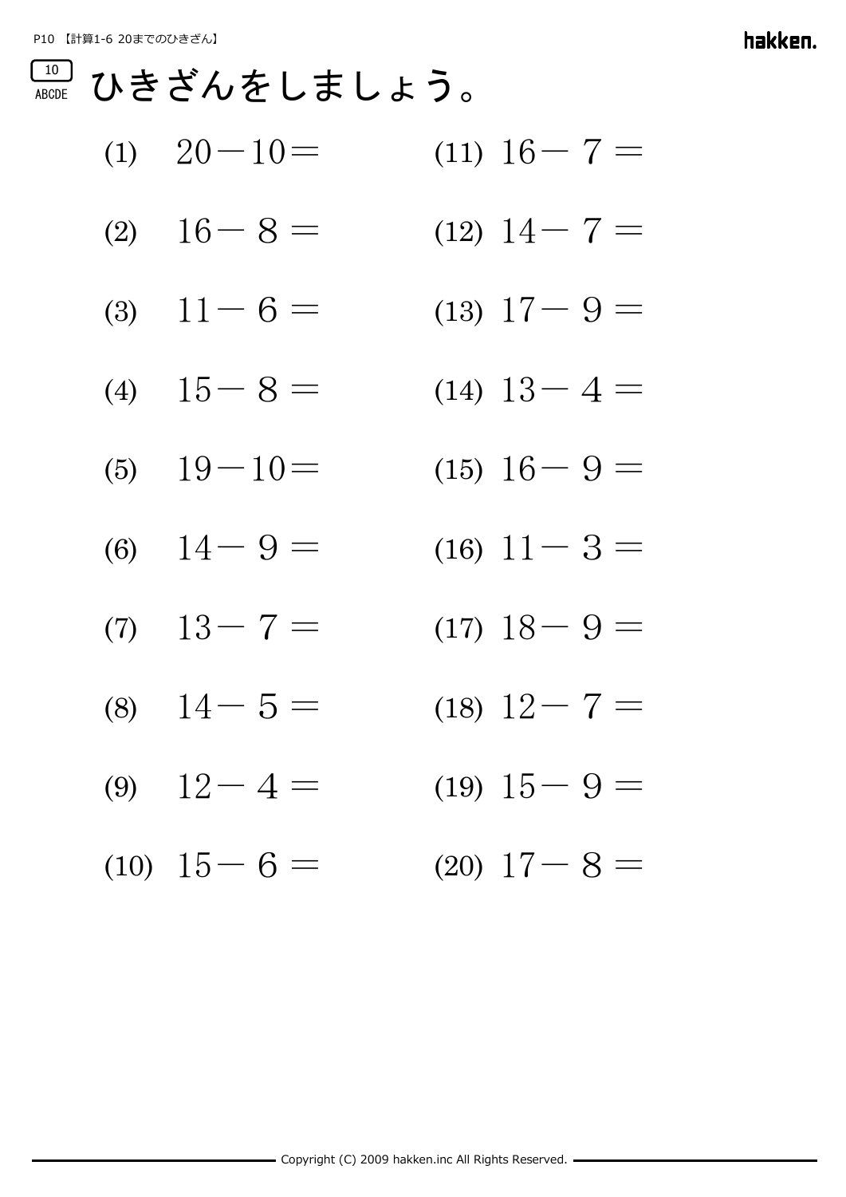10
ABCDE

# ひきざんをしましょう。

(1) $20-10=$

(2) $16-8=$

(3) $11-6=$

(4) $15-8=$

(5) $19-10=$

(6) $14-9=$

(7) $13-7=$

(8) $14-5=$

(9) $12-4=$

(10) $15-6=$

(11) $16-7=$

(12) $14-7=$

(13) $17-9=$

(14) $13-4=$

(15) $16-9=$

(16) $11-3=$

(17) $18-9=$

(18) $12-7=$

(19) $15-9=$

(20) $17-8=$